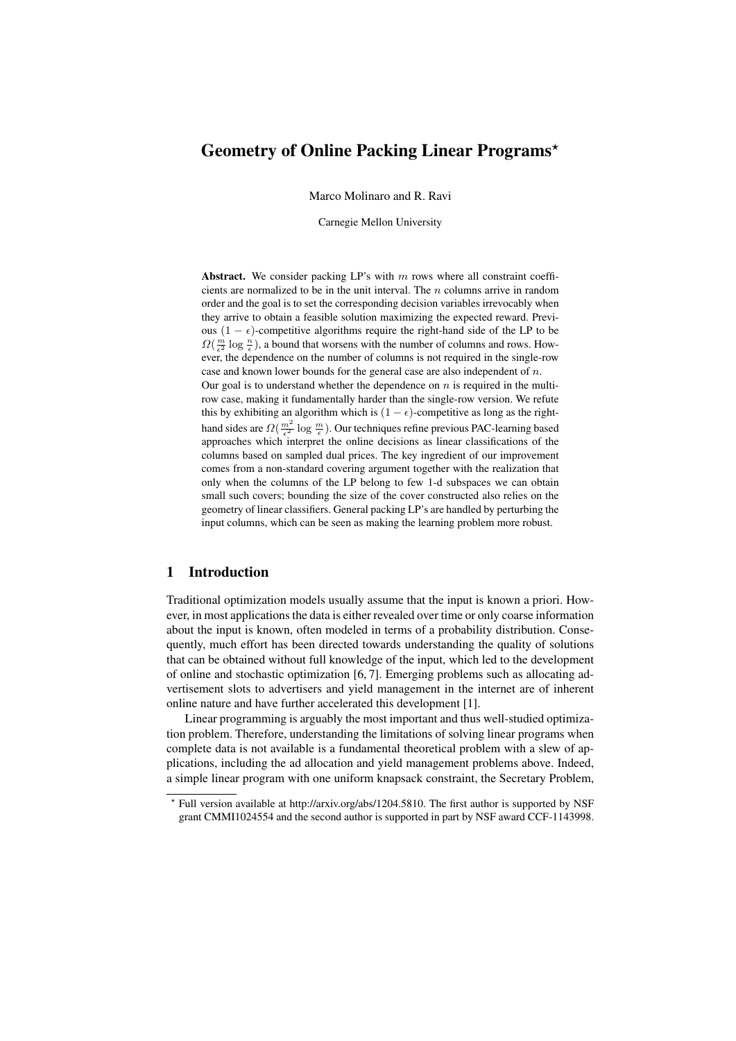# Geometry of Online Packing Linear Programs*

Marco Molinaro and R. Ravi

Carnegie Mellon University

**Abstract.** We consider packing LP's with $m$ rows where all constraint coefficients are normalized to be in the unit interval. The $n$ columns arrive in random order and the goal is to set the corresponding decision variables irrevocably when they arrive to obtain a feasible solution maximizing the expected reward. Previous $(1-\epsilon)$-competitive algorithms require the right-hand side of the LP to be $\Omega(\frac{m}{\epsilon^2}\log\frac{n}{\epsilon})$, a bound that worsens with the number of columns and rows. However, the dependence on the number of columns is not required in the single-row case and known lower bounds for the general case are also independent of $n$.

Our goal is to understand whether the dependence on $n$ is required in the multi-row case, making it fundamentally harder than the single-row version. We refute this by exhibiting an algorithm which is $(1-\epsilon)$-competitive as long as the right-hand sides are $\Omega(\frac{m^2}{\epsilon^2}\log\frac{m}{\epsilon})$. Our techniques refine previous PAC-learning based approaches which interpret the online decisions as linear classifications of the columns based on sampled dual prices. The key ingredient of our improvement comes from a non-standard covering argument together with the realization that only when the columns of the LP belong to few 1-d subspaces we can obtain small such covers; bounding the size of the cover constructed also relies on the geometry of linear classifiers. General packing LP's are handled by perturbing the input columns, which can be seen as making the learning problem more robust.

## 1 Introduction

Traditional optimization models usually assume that the input is known a priori. However, in most applications the data is either revealed over time or only coarse information about the input is known, often modeled in terms of a probability distribution. Consequently, much effort has been directed towards understanding the quality of solutions that can be obtained without full knowledge of the input, which led to the development of online and stochastic optimization [6, 7]. Emerging problems such as allocating advertisement slots to advertisers and yield management in the internet are of inherent online nature and have further accelerated this development [1].

Linear programming is arguably the most important and thus well-studied optimization problem. Therefore, understanding the limitations of solving linear programs when complete data is not available is a fundamental theoretical problem with a slew of applications, including the ad allocation and yield management problems above. Indeed, a simple linear program with one uniform knapsack constraint, the Secretary Problem,

* Full version available at http://arxiv.org/abs/1204.5810. The first author is supported by NSF grant CMMI1024554 and the second author is supported in part by NSF award CCF-1143998.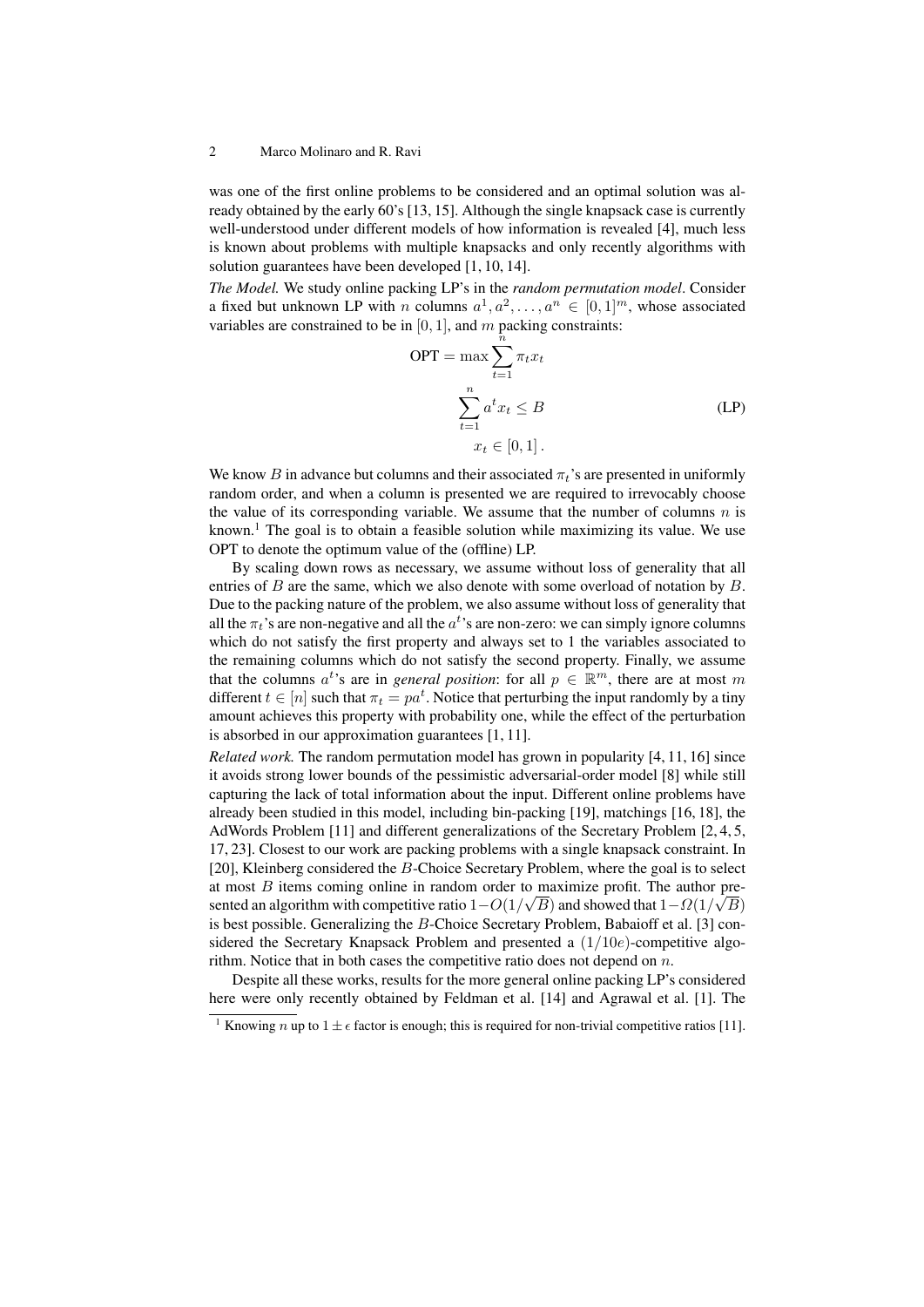was one of the first online problems to be considered and an optimal solution was already obtained by the early 60's [13, 15]. Although the single knapsack case is currently well-understood under different models of how information is revealed [4], much less is known about problems with multiple knapsacks and only recently algorithms with solution guarantees have been developed [1, 10, 14].

*The Model.* We study online packing LP's in the *random permutation model*. Consider a fixed but unknown LP with $n$ columns $a^1, a^2, \ldots, a^n \in [0,1]^m$, whose associated variables are constrained to be in $[0,1]$, and $m$ packing constraints:

$$\begin{aligned} \text{OPT} = \max \sum_{t=1}^{n} \pi_t x_t & \\ \sum_{t=1}^{n} a^t x_t \leq B & \qquad \qquad \text{(LP)} \\ x_t \in [0,1]\,. & \end{aligned}$$

We know $B$ in advance but columns and their associated $\pi_t$'s are presented in uniformly random order, and when a column is presented we are required to irrevocably choose the value of its corresponding variable. We assume that the number of columns $n$ is known.[1] The goal is to obtain a feasible solution while maximizing its value. We use OPT to denote the optimum value of the (offline) LP.

By scaling down rows as necessary, we assume without loss of generality that all entries of $B$ are the same, which we also denote with some overload of notation by $B$. Due to the packing nature of the problem, we also assume without loss of generality that all the $\pi_t$'s are non-negative and all the $a^t$'s are non-zero: we can simply ignore columns which do not satisfy the first property and always set to 1 the variables associated to the remaining columns which do not satisfy the second property. Finally, we assume that the columns $a^t$'s are in *general position*: for all $p \in \mathbb{R}^m$, there are at most $m$ different $t \in [n]$ such that $\pi_t = pa^t$. Notice that perturbing the input randomly by a tiny amount achieves this property with probability one, while the effect of the perturbation is absorbed in our approximation guarantees [1, 11].

*Related work.* The random permutation model has grown in popularity [4, 11, 16] since it avoids strong lower bounds of the pessimistic adversarial-order model [8] while still capturing the lack of total information about the input. Different online problems have already been studied in this model, including bin-packing [19], matchings [16, 18], the AdWords Problem [11] and different generalizations of the Secretary Problem [2, 4, 5, 17, 23]. Closest to our work are packing problems with a single knapsack constraint. In [20], Kleinberg considered the $B$-Choice Secretary Problem, where the goal is to select at most $B$ items coming online in random order to maximize profit. The author presented an algorithm with competitive ratio $1 - O(1/\sqrt{B})$ and showed that $1 - \Omega(1/\sqrt{B})$ is best possible. Generalizing the $B$-Choice Secretary Problem, Babaioff et al. [3] considered the Secretary Knapsack Problem and presented a $(1/10e)$-competitive algorithm. Notice that in both cases the competitive ratio does not depend on $n$.

Despite all these works, results for the more general online packing LP's considered here were only recently obtained by Feldman et al. [14] and Agrawal et al. [1]. The

[1] Knowing $n$ up to $1 \pm \epsilon$ factor is enough; this is required for non-trivial competitive ratios [11].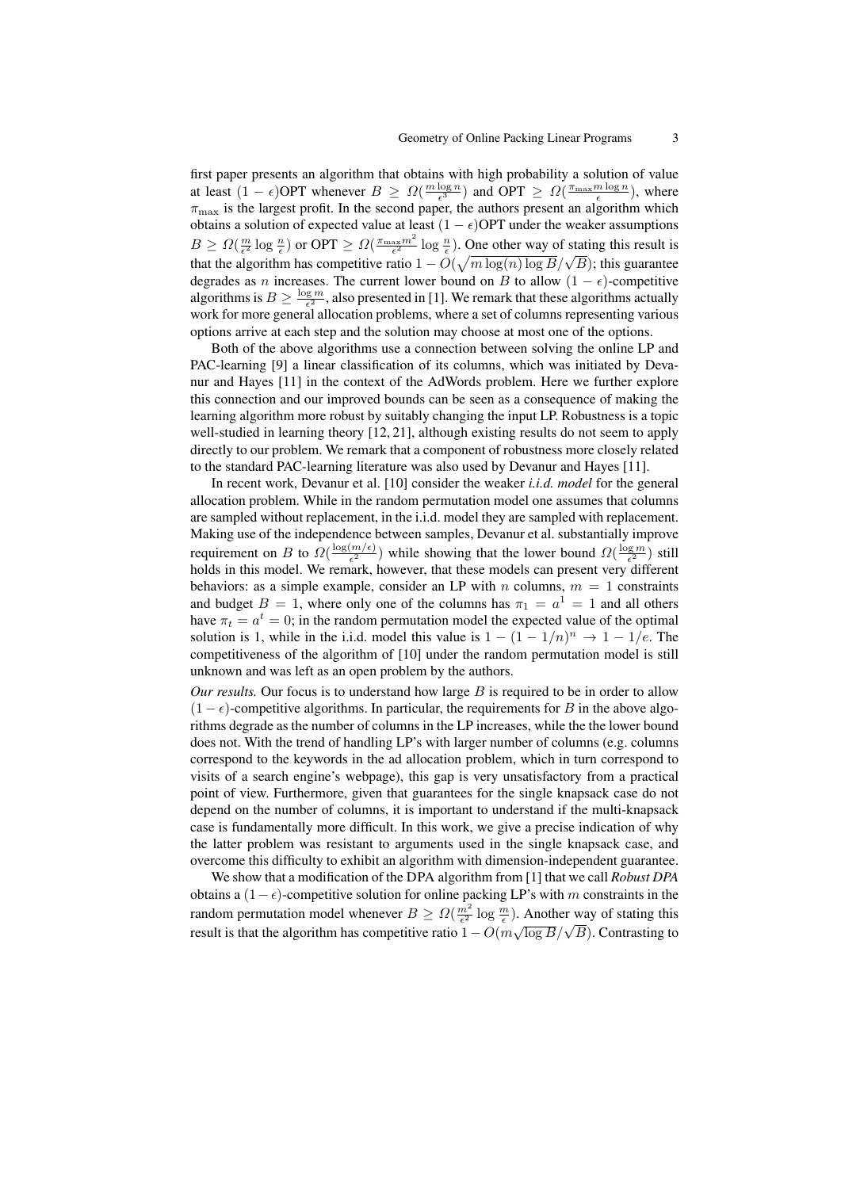first paper presents an algorithm that obtains with high probability a solution of value at least $(1-\epsilon)$OPT whenever $B \geq \Omega(\frac{m \log n}{\epsilon^3})$ and OPT $\geq \Omega(\frac{\pi_{\max} m \log n}{\epsilon})$, where $\pi_{\max}$ is the largest profit. In the second paper, the authors present an algorithm which obtains a solution of expected value at least $(1-\epsilon)$OPT under the weaker assumptions $B \geq \Omega(\frac{m}{\epsilon^2} \log \frac{n}{\epsilon})$ or OPT $\geq \Omega(\frac{\pi_{\max} m^2}{\epsilon^2} \log \frac{n}{\epsilon})$. One other way of stating this result is that the algorithm has competitive ratio $1 - O(\sqrt{m \log(n) \log B}/\sqrt{B})$; this guarantee degrades as $n$ increases. The current lower bound on $B$ to allow $(1-\epsilon)$-competitive algorithms is $B \geq \frac{\log m}{\epsilon^2}$, also presented in [1]. We remark that these algorithms actually work for more general allocation problems, where a set of columns representing various options arrive at each step and the solution may choose at most one of the options.

Both of the above algorithms use a connection between solving the online LP and PAC-learning [9] a linear classification of its columns, which was initiated by Devanur and Hayes [11] in the context of the AdWords problem. Here we further explore this connection and our improved bounds can be seen as a consequence of making the learning algorithm more robust by suitably changing the input LP. Robustness is a topic well-studied in learning theory [12, 21], although existing results do not seem to apply directly to our problem. We remark that a component of robustness more closely related to the standard PAC-learning literature was also used by Devanur and Hayes [11].

In recent work, Devanur et al. [10] consider the weaker *i.i.d. model* for the general allocation problem. While in the random permutation model one assumes that columns are sampled without replacement, in the i.i.d. model they are sampled with replacement. Making use of the independence between samples, Devanur et al. substantially improve requirement on $B$ to $\Omega(\frac{\log(m/\epsilon)}{\epsilon^2})$ while showing that the lower bound $\Omega(\frac{\log m}{\epsilon^2})$ still holds in this model. We remark, however, that these models can present very different behaviors: as a simple example, consider an LP with $n$ columns, $m = 1$ constraints and budget $B = 1$, where only one of the columns has $\pi_1 = a^1 = 1$ and all others have $\pi_t = a^t = 0$; in the random permutation model the expected value of the optimal solution is 1, while in the i.i.d. model this value is $1 - (1 - 1/n)^n \to 1 - 1/e$. The competitiveness of the algorithm of [10] under the random permutation model is still unknown and was left as an open problem by the authors.

*Our results.* Our focus is to understand how large $B$ is required to be in order to allow $(1-\epsilon)$-competitive algorithms. In particular, the requirements for $B$ in the above algorithms degrade as the number of columns in the LP increases, while the the lower bound does not. With the trend of handling LP's with larger number of columns (e.g. columns correspond to the keywords in the ad allocation problem, which in turn correspond to visits of a search engine's webpage), this gap is very unsatisfactory from a practical point of view. Furthermore, given that guarantees for the single knapsack case do not depend on the number of columns, it is important to understand if the multi-knapsack case is fundamentally more difficult. In this work, we give a precise indication of why the latter problem was resistant to arguments used in the single knapsack case, and overcome this difficulty to exhibit an algorithm with dimension-independent guarantee.

We show that a modification of the DPA algorithm from [1] that we call *Robust DPA* obtains a $(1-\epsilon)$-competitive solution for online packing LP's with $m$ constraints in the random permutation model whenever $B \geq \Omega(\frac{m^2}{\epsilon^2} \log \frac{m}{\epsilon})$. Another way of stating this result is that the algorithm has competitive ratio $1 - O(m\sqrt{\log B}/\sqrt{B})$. Contrasting to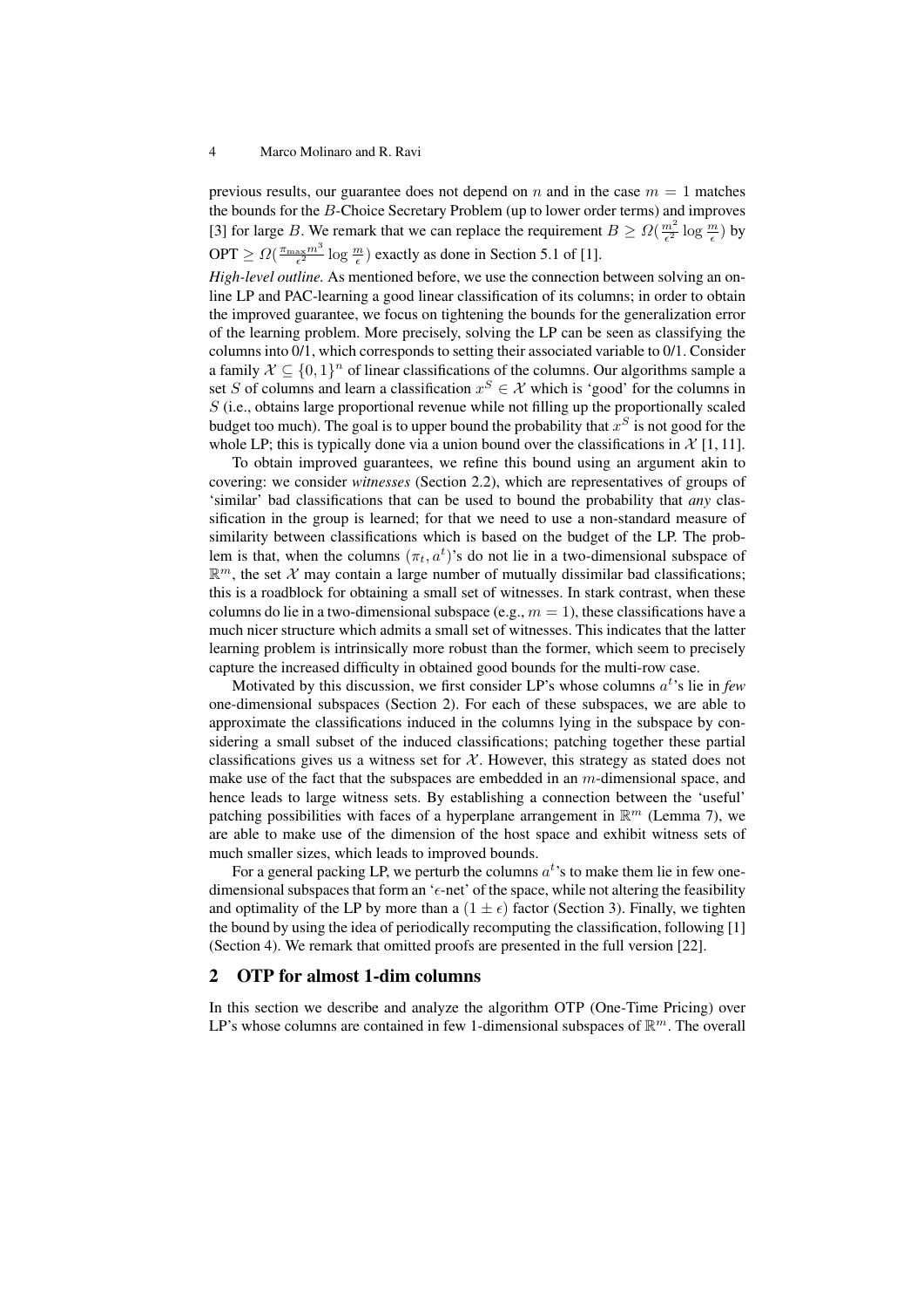previous results, our guarantee does not depend on $n$ and in the case $m = 1$ matches the bounds for the $B$-Choice Secretary Problem (up to lower order terms) and improves [3] for large $B$. We remark that we can replace the requirement $B \geq \Omega(\frac{m^2}{\epsilon^2} \log \frac{m}{\epsilon})$ by $\text{OPT} \geq \Omega(\frac{\pi_{\max} m^3}{\epsilon^2} \log \frac{m}{\epsilon})$ exactly as done in Section 5.1 of [1].

*High-level outline.* As mentioned before, we use the connection between solving an online LP and PAC-learning a good linear classification of its columns; in order to obtain the improved guarantee, we focus on tightening the bounds for the generalization error of the learning problem. More precisely, solving the LP can be seen as classifying the columns into 0/1, which corresponds to setting their associated variable to 0/1. Consider a family $\mathcal{X} \subseteq \{0,1\}^n$ of linear classifications of the columns. Our algorithms sample a set $S$ of columns and learn a classification $x^S \in \mathcal{X}$ which is 'good' for the columns in $S$ (i.e., obtains large proportional revenue while not filling up the proportionally scaled budget too much). The goal is to upper bound the probability that $x^S$ is not good for the whole LP; this is typically done via a union bound over the classifications in $\mathcal{X}$ [1, 11].

To obtain improved guarantees, we refine this bound using an argument akin to covering: we consider *witnesses* (Section 2.2), which are representatives of groups of 'similar' bad classifications that can be used to bound the probability that *any* classification in the group is learned; for that we need to use a non-standard measure of similarity between classifications which is based on the budget of the LP. The problem is that, when the columns $(\pi_t, a^t)$'s do not lie in a two-dimensional subspace of $\mathbb{R}^m$, the set $\mathcal{X}$ may contain a large number of mutually dissimilar bad classifications; this is a roadblock for obtaining a small set of witnesses. In stark contrast, when these columns do lie in a two-dimensional subspace (e.g., $m = 1$), these classifications have a much nicer structure which admits a small set of witnesses. This indicates that the latter learning problem is intrinsically more robust than the former, which seem to precisely capture the increased difficulty in obtained good bounds for the multi-row case.

Motivated by this discussion, we first consider LP's whose columns $a^t$'s lie in *few* one-dimensional subspaces (Section 2). For each of these subspaces, we are able to approximate the classifications induced in the columns lying in the subspace by considering a small subset of the induced classifications; patching together these partial classifications gives us a witness set for $\mathcal{X}$. However, this strategy as stated does not make use of the fact that the subspaces are embedded in an $m$-dimensional space, and hence leads to large witness sets. By establishing a connection between the 'useful' patching possibilities with faces of a hyperplane arrangement in $\mathbb{R}^m$ (Lemma 7), we are able to make use of the dimension of the host space and exhibit witness sets of much smaller sizes, which leads to improved bounds.

For a general packing LP, we perturb the columns $a^t$'s to make them lie in few one-dimensional subspaces that form an '$\epsilon$-net' of the space, while not altering the feasibility and optimality of the LP by more than a $(1 \pm \epsilon)$ factor (Section 3). Finally, we tighten the bound by using the idea of periodically recomputing the classification, following [1] (Section 4). We remark that omitted proofs are presented in the full version [22].

## 2 OTP for almost 1-dim columns

In this section we describe and analyze the algorithm OTP (One-Time Pricing) over LP's whose columns are contained in few 1-dimensional subspaces of $\mathbb{R}^m$. The overall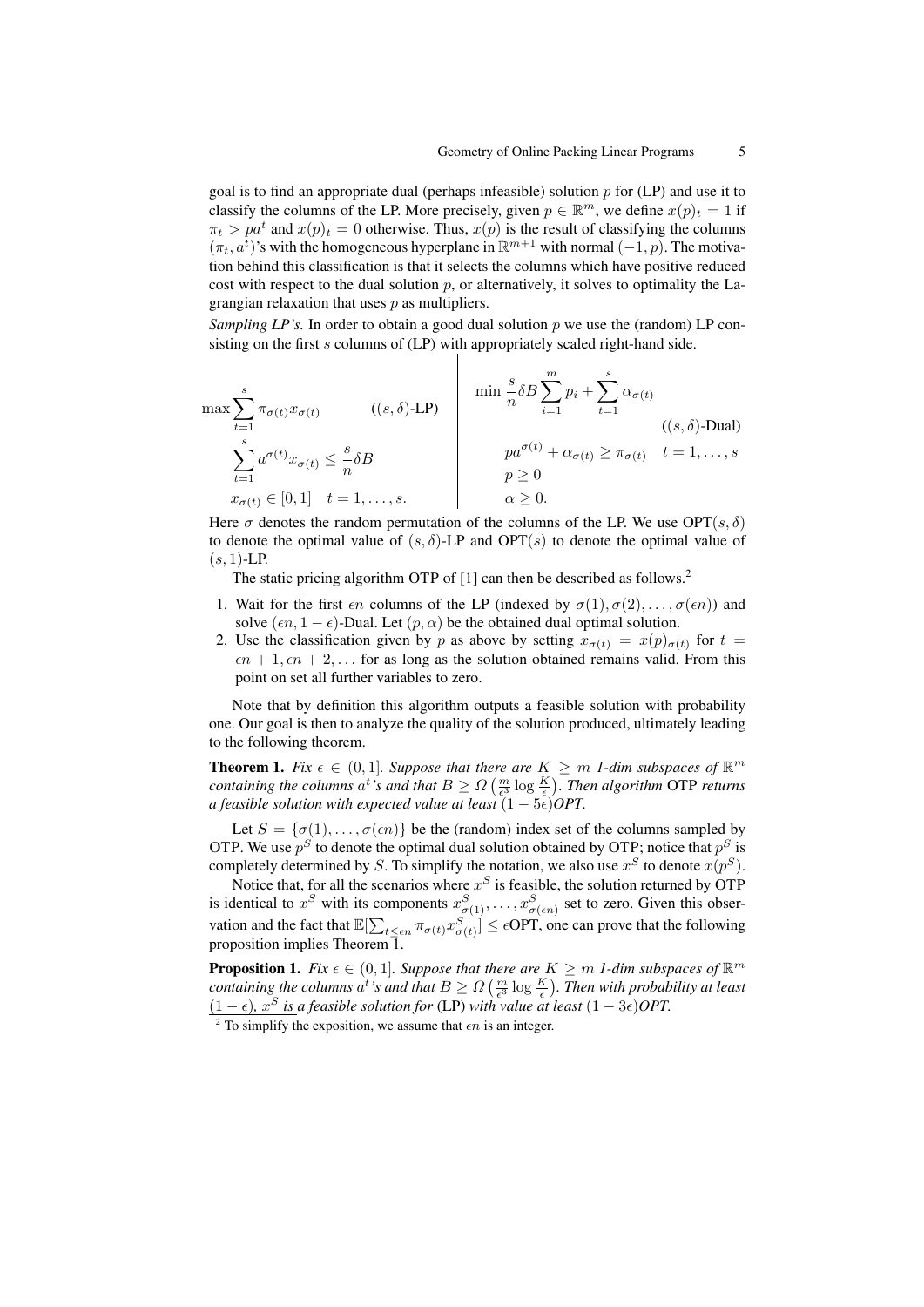goal is to find an appropriate dual (perhaps infeasible) solution $p$ for (LP) and use it to classify the columns of the LP. More precisely, given $p \in \mathbb{R}^m$, we define $x(p)_t = 1$ if $\pi_t > pa^t$ and $x(p)_t = 0$ otherwise. Thus, $x(p)$ is the result of classifying the columns $(\pi_t, a^t)$'s with the homogeneous hyperplane in $\mathbb{R}^{m+1}$ with normal $(-1, p)$. The motivation behind this classification is that it selects the columns which have positive reduced cost with respect to the dual solution $p$, or alternatively, it solves to optimality the Lagrangian relaxation that uses $p$ as multipliers.

*Sampling LP's.* In order to obtain a good dual solution $p$ we use the (random) LP consisting on the first $s$ columns of (LP) with appropriately scaled right-hand side.

$$
\begin{aligned}
\max \sum_{t=1}^{s} \pi_{\sigma(t)} x_{\sigma(t)} & \qquad ((s,\delta)\text{-LP}) \\
\sum_{t=1}^{s} a^{\sigma(t)} x_{\sigma(t)} &\leq \frac{s}{n}\delta B \\
x_{\sigma(t)} &\in [0,1] \quad t = 1, \ldots, s.
\end{aligned}
$$

$$
\begin{aligned}
\min \frac{s}{n}\delta B \sum_{i=1}^{m} p_i + \sum_{t=1}^{s} \alpha_{\sigma(t)} & \qquad ((s,\delta)\text{-Dual}) \\
pa^{\sigma(t)} + \alpha_{\sigma(t)} &\geq \pi_{\sigma(t)} \quad t = 1, \ldots, s \\
p &\geq 0 \\
\alpha &\geq 0.
\end{aligned}
$$

Here $\sigma$ denotes the random permutation of the columns of the LP. We use $\text{OPT}(s, \delta)$ to denote the optimal value of $(s, \delta)$-LP and $\text{OPT}(s)$ to denote the optimal value of $(s, 1)$-LP.

The static pricing algorithm OTP of [1] can then be described as follows.[2]

1. Wait for the first $\epsilon n$ columns of the LP (indexed by $\sigma(1), \sigma(2), \ldots, \sigma(\epsilon n)$) and solve $(\epsilon n, 1 - \epsilon)$-Dual. Let $(p, \alpha)$ be the obtained dual optimal solution.
2. Use the classification given by $p$ as above by setting $x_{\sigma(t)} = x(p)_{\sigma(t)}$ for $t = \epsilon n + 1, \epsilon n + 2, \ldots$ for as long as the solution obtained remains valid. From this point on set all further variables to zero.

Note that by definition this algorithm outputs a feasible solution with probability one. Our goal is then to analyze the quality of the solution produced, ultimately leading to the following theorem.

**Theorem 1.** *Fix $\epsilon \in (0, 1]$. Suppose that there are $K \geq m$ 1-dim subspaces of $\mathbb{R}^m$ containing the columns $a^t$'s and that $B \geq \Omega\left(\frac{m}{\epsilon^3} \log \frac{K}{\epsilon}\right)$. Then algorithm* OTP *returns a feasible solution with expected value at least $(1 - 5\epsilon)$OPT.*

Let $S = \{\sigma(1), \ldots, \sigma(\epsilon n)\}$ be the (random) index set of the columns sampled by OTP. We use $p^S$ to denote the optimal dual solution obtained by OTP; notice that $p^S$ is completely determined by $S$. To simplify the notation, we also use $x^S$ to denote $x(p^S)$.

Notice that, for all the scenarios where $x^S$ is feasible, the solution returned by OTP is identical to $x^S$ with its components $x^S_{\sigma(1)}, \ldots, x^S_{\sigma(\epsilon n)}$ set to zero. Given this observation and the fact that $\mathbb{E}[\sum_{t \leq \epsilon n} \pi_{\sigma(t)} x^S_{\sigma(t)}] \leq \epsilon\text{OPT}$, one can prove that the following proposition implies Theorem 1.

**Proposition 1.** *Fix $\epsilon \in (0, 1]$. Suppose that there are $K \geq m$ 1-dim subspaces of $\mathbb{R}^m$ containing the columns $a^t$'s and that $B \geq \Omega\left(\frac{m}{\epsilon^3} \log \frac{K}{\epsilon}\right)$. Then with probability at least $(1 - \epsilon)$, $x^S$ is a feasible solution for* (LP) *with value at least $(1 - 3\epsilon)$OPT.*

[2] To simplify the exposition, we assume that $\epsilon n$ is an integer.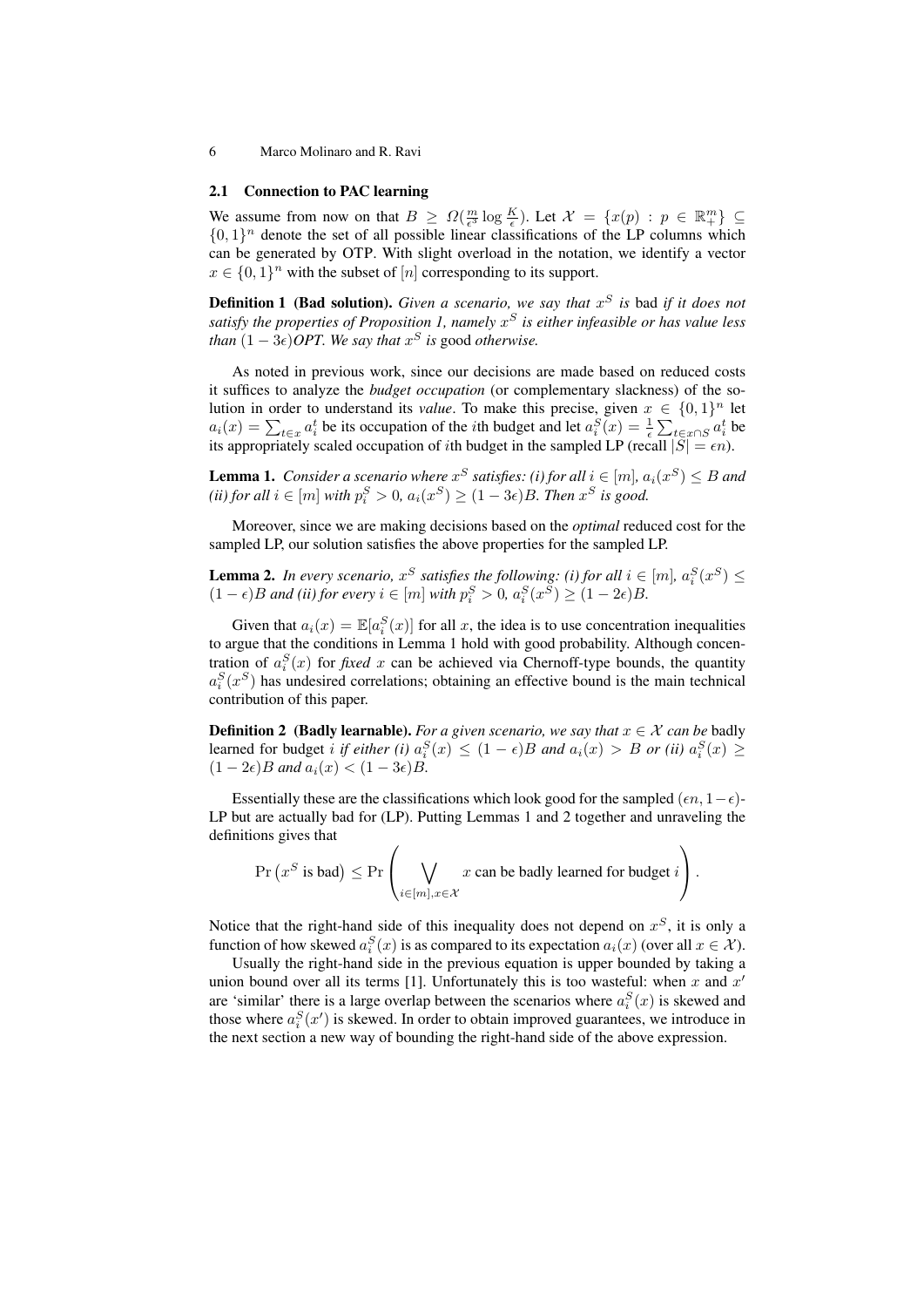### 2.1 Connection to PAC learning

We assume from now on that $B \geq \Omega(\frac{m}{\epsilon^3} \log \frac{K}{\epsilon})$. Let $\mathcal{X} = \{x(p) : p \in \mathbb{R}^m_+\} \subseteq \{0,1\}^n$ denote the set of all possible linear classifications of the LP columns which can be generated by OTP. With slight overload in the notation, we identify a vector $x \in \{0,1\}^n$ with the subset of $[n]$ corresponding to its support.

**Definition 1 (Bad solution).** *Given a scenario, we say that $x^S$ is* bad *if it does not satisfy the properties of Proposition 1, namely $x^S$ is either infeasible or has value less than $(1-3\epsilon)OPT$. We say that $x^S$ is* good *otherwise.*

As noted in previous work, since our decisions are made based on reduced costs it suffices to analyze the *budget occupation* (or complementary slackness) of the solution in order to understand its *value*. To make this precise, given $x \in \{0,1\}^n$ let $a_i(x) = \sum_{t \in x} a_i^t$ be its occupation of the $i$th budget and let $a_i^S(x) = \frac{1}{\epsilon} \sum_{t \in x \cap S} a_i^t$ be its appropriately scaled occupation of $i$th budget in the sampled LP (recall $|S| = \epsilon n$).

**Lemma 1.** *Consider a scenario where $x^S$ satisfies: (i) for all $i \in [m]$, $a_i(x^S) \leq B$ and (ii) for all $i \in [m]$ with $p_i^S > 0$, $a_i(x^S) \geq (1-3\epsilon)B$. Then $x^S$ is good.*

Moreover, since we are making decisions based on the *optimal* reduced cost for the sampled LP, our solution satisfies the above properties for the sampled LP.

**Lemma 2.** *In every scenario, $x^S$ satisfies the following: (i) for all $i \in [m]$, $a_i^S(x^S) \leq (1-\epsilon)B$ and (ii) for every $i \in [m]$ with $p_i^S > 0$, $a_i^S(x^S) \geq (1-2\epsilon)B$.*

Given that $a_i(x) = \mathbb{E}[a_i^S(x)]$ for all $x$, the idea is to use concentration inequalities to argue that the conditions in Lemma 1 hold with good probability. Although concentration of $a_i^S(x)$ for *fixed* $x$ can be achieved via Chernoff-type bounds, the quantity $a_i^S(x^S)$ has undesired correlations; obtaining an effective bound is the main technical contribution of this paper.

**Definition 2 (Badly learnable).** *For a given scenario, we say that $x \in \mathcal{X}$ can be* badly learned for budget $i$ *if either (i) $a_i^S(x) \leq (1-\epsilon)B$ and $a_i(x) > B$ or (ii) $a_i^S(x) \geq (1-2\epsilon)B$ and $a_i(x) < (1-3\epsilon)B$.*

Essentially these are the classifications which look good for the sampled $(\epsilon n, 1-\epsilon)$-LP but are actually bad for (LP). Putting Lemmas 1 and 2 together and unraveling the definitions gives that

$$\Pr\left(x^S \text{ is bad}\right) \leq \Pr\left(\bigvee_{i \in [m], x \in \mathcal{X}} x \text{ can be badly learned for budget } i\right).$$

Notice that the right-hand side of this inequality does not depend on $x^S$, it is only a function of how skewed $a_i^S(x)$ is as compared to its expectation $a_i(x)$ (over all $x \in \mathcal{X}$).

Usually the right-hand side in the previous equation is upper bounded by taking a union bound over all its terms [1]. Unfortunately this is too wasteful: when $x$ and $x'$ are 'similar' there is a large overlap between the scenarios where $a_i^S(x)$ is skewed and those where $a_i^S(x')$ is skewed. In order to obtain improved guarantees, we introduce in the next section a new way of bounding the right-hand side of the above expression.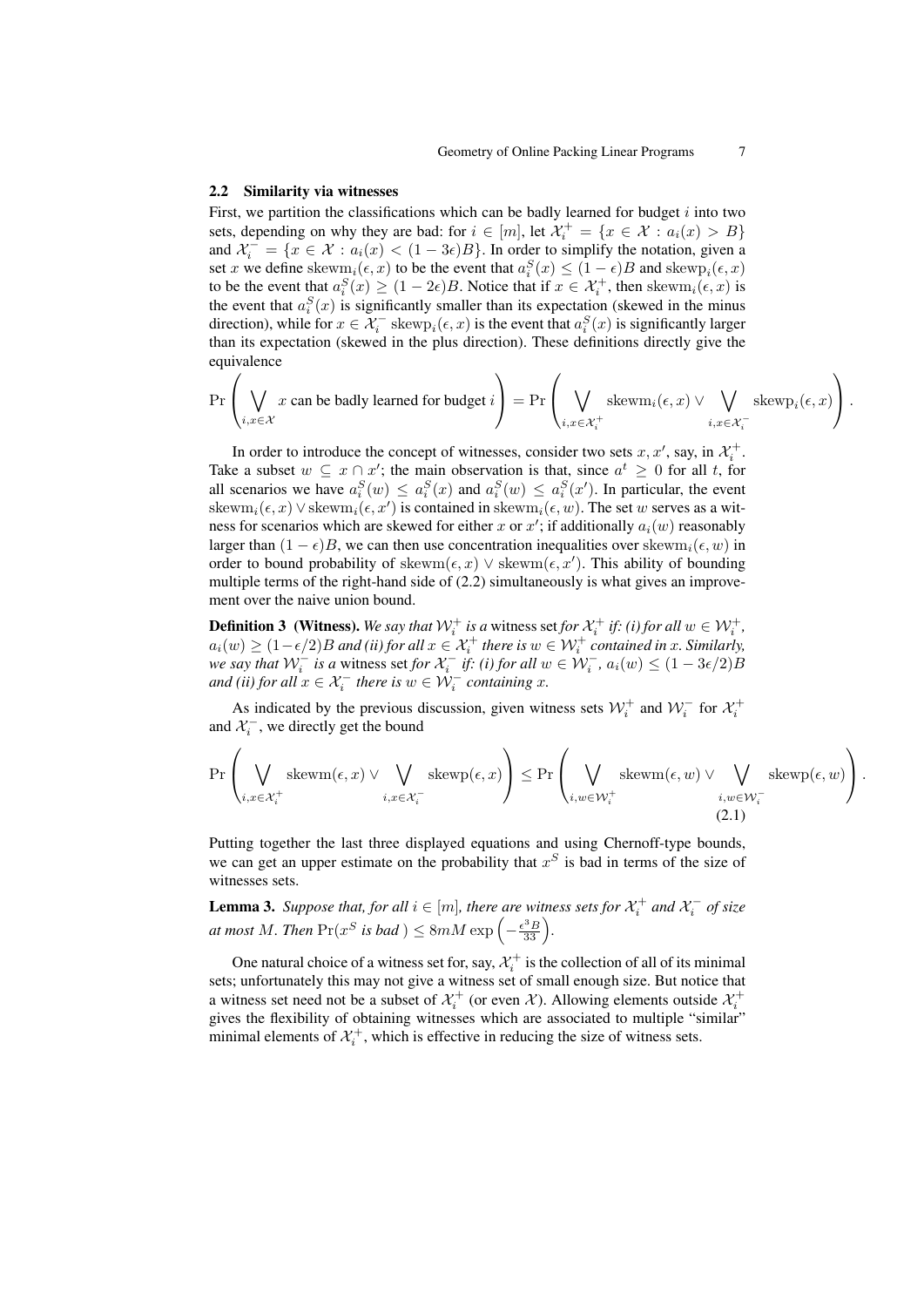### 2.2 Similarity via witnesses

First, we partition the classifications which can be badly learned for budget $i$ into two sets, depending on why they are bad: for $i \in [m]$, let $\mathcal{X}_i^+ = \{x \in \mathcal{X} : a_i(x) > B\}$ and $\mathcal{X}_i^- = \{x \in \mathcal{X} : a_i(x) < (1-3\epsilon)B\}$. In order to simplify the notation, given a set $x$ we define $\mathrm{skewm}_i(\epsilon, x)$ to be the event that $a_i^S(x) \le (1-\epsilon)B$ and $\mathrm{skewp}_i(\epsilon, x)$ to be the event that $a_i^S(x) \ge (1-2\epsilon)B$. Notice that if $x \in \mathcal{X}_i^+$, then $\mathrm{skewm}_i(\epsilon, x)$ is the event that $a_i^S(x)$ is significantly smaller than its expectation (skewed in the minus direction), while for $x \in \mathcal{X}_i^-$ $\mathrm{skewp}_i(\epsilon, x)$ is the event that $a_i^S(x)$ is significantly larger than its expectation (skewed in the plus direction). These definitions directly give the equivalence

$$\Pr\left(\bigvee_{i, x \in \mathcal{X}} x \text{ can be badly learned for budget } i\right) = \Pr\left(\bigvee_{i, x \in \mathcal{X}_i^+} \mathrm{skewm}_i(\epsilon, x) \vee \bigvee_{i, x \in \mathcal{X}_i^-} \mathrm{skewp}_i(\epsilon, x)\right).$$

In order to introduce the concept of witnesses, consider two sets $x, x'$, say, in $\mathcal{X}_i^+$. Take a subset $w \subseteq x \cap x'$; the main observation is that, since $a^t \ge 0$ for all $t$, for all scenarios we have $a_i^S(w) \le a_i^S(x)$ and $a_i^S(w) \le a_i^S(x')$. In particular, the event $\mathrm{skewm}_i(\epsilon, x) \vee \mathrm{skewm}_i(\epsilon, x')$ is contained in $\mathrm{skewm}_i(\epsilon, w)$. The set $w$ serves as a witness for scenarios which are skewed for either $x$ or $x'$; if additionally $a_i(w)$ reasonably larger than $(1-\epsilon)B$, we can then use concentration inequalities over $\mathrm{skewm}_i(\epsilon, w)$ in order to bound probability of $\mathrm{skewm}(\epsilon, x) \vee \mathrm{skewm}(\epsilon, x')$. This ability of bounding multiple terms of the right-hand side of (2.2) simultaneously is what gives an improvement over the naive union bound.

**Definition 3 (Witness).** *We say that $\mathcal{W}_i^+$ is a* witness set *for $\mathcal{X}_i^+$ if: (i) for all $w \in \mathcal{W}_i^+$, $a_i(w) \ge (1-\epsilon/2)B$ and (ii) for all $x \in \mathcal{X}_i^+$ there is $w \in \mathcal{W}_i^+$ contained in $x$. Similarly, we say that $\mathcal{W}_i^-$ is a* witness set *for $\mathcal{X}_i^-$ if: (i) for all $w \in \mathcal{W}_i^-$, $a_i(w) \le (1-3\epsilon/2)B$ and (ii) for all $x \in \mathcal{X}_i^-$ there is $w \in \mathcal{W}_i^-$ containing $x$.*

As indicated by the previous discussion, given witness sets $\mathcal{W}_i^+$ and $\mathcal{W}_i^-$ for $\mathcal{X}_i^+$ and $\mathcal{X}_i^-$, we directly get the bound

$$\Pr\left(\bigvee_{i, x \in \mathcal{X}_i^+} \mathrm{skewm}(\epsilon, x) \vee \bigvee_{i, x \in \mathcal{X}_i^-} \mathrm{skewp}(\epsilon, x)\right) \le \Pr\left(\bigvee_{i, w \in \mathcal{W}_i^+} \mathrm{skewm}(\epsilon, w) \vee \bigvee_{i, w \in \mathcal{W}_i^-} \mathrm{skewp}(\epsilon, w)\right). \tag{2.1}$$

Putting together the last three displayed equations and using Chernoff-type bounds, we can get an upper estimate on the probability that $x^S$ is bad in terms of the size of witnesses sets.

**Lemma 3.** *Suppose that, for all $i \in [m]$, there are witness sets for $\mathcal{X}_i^+$ and $\mathcal{X}_i^-$ of size at most $M$. Then $\Pr(x^S \text{ is bad }) \le 8mM \exp\left(-\frac{\epsilon^3 B}{33}\right)$.*

One natural choice of a witness set for, say, $\mathcal{X}_i^+$ is the collection of all of its minimal sets; unfortunately this may not give a witness set of small enough size. But notice that a witness set need not be a subset of $\mathcal{X}_i^+$ (or even $\mathcal{X}$). Allowing elements outside $\mathcal{X}_i^+$ gives the flexibility of obtaining witnesses which are associated to multiple "similar" minimal elements of $\mathcal{X}_i^+$, which is effective in reducing the size of witness sets.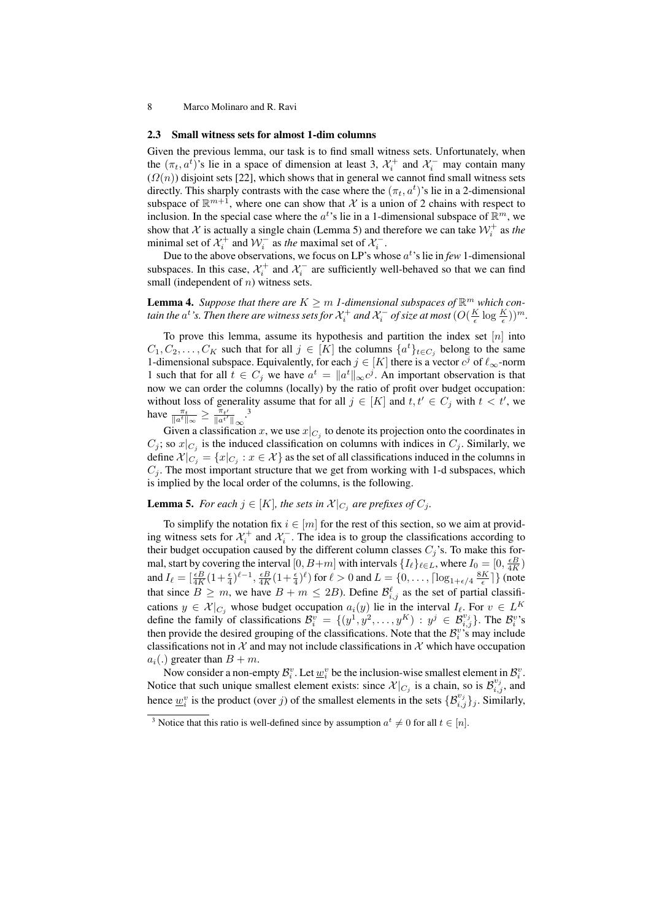### 2.3 Small witness sets for almost 1-dim columns

Given the previous lemma, our task is to find small witness sets. Unfortunately, when the $(\pi_t, a^t)$'s lie in a space of dimension at least 3, $\mathcal{X}_i^+$ and $\mathcal{X}_i^-$ may contain many $(\Omega(n))$ disjoint sets [22], which shows that in general we cannot find small witness sets directly. This sharply contrasts with the case where the $(\pi_t, a^t)$'s lie in a 2-dimensional subspace of $\mathbb{R}^{m+1}$, where one can show that $\mathcal{X}$ is a union of 2 chains with respect to inclusion. In the special case where the $a^t$'s lie in a 1-dimensional subspace of $\mathbb{R}^m$, we show that $\mathcal{X}$ is actually a single chain (Lemma 5) and therefore we can take $\mathcal{W}_i^+$ as *the* minimal set of $\mathcal{X}_i^+$ and $\mathcal{W}_i^-$ as *the* maximal set of $\mathcal{X}_i^-$.

Due to the above observations, we focus on LP's whose $a^t$'s lie in *few* 1-dimensional subspaces. In this case, $\mathcal{X}_i^+$ and $\mathcal{X}_i^-$ are sufficiently well-behaved so that we can find small (independent of $n$) witness sets.

**Lemma 4.** *Suppose that there are $K \geq m$ 1-dimensional subspaces of $\mathbb{R}^m$ which contain the $a^t$'s. Then there are witness sets for $\mathcal{X}_i^+$ and $\mathcal{X}_i^-$ of size at most $(O(\frac{K}{\epsilon} \log \frac{K}{\epsilon}))^m$.*

To prove this lemma, assume its hypothesis and partition the index set $[n]$ into $C_1, C_2, \ldots, C_K$ such that for all $j \in [K]$ the columns $\{a^t\}_{t \in C_j}$ belong to the same 1-dimensional subspace. Equivalently, for each $j \in [K]$ there is a vector $c^j$ of $\ell_\infty$-norm 1 such that for all $t \in C_j$ we have $a^t = \|a^t\|_\infty c^j$. An important observation is that now we can order the columns (locally) by the ratio of profit over budget occupation: without loss of generality assume that for all $j \in [K]$ and $t, t' \in C_j$ with $t < t'$, we have $\frac{\pi_t}{\|a^t\|_\infty} \geq \frac{\pi_{t'}}{\|a^{t'}\|_\infty}$.[3]

Given a classification $x$, we use $x|_{C_j}$ to denote its projection onto the coordinates in $C_j$; so $x|_{C_j}$ is the induced classification on columns with indices in $C_j$. Similarly, we define $\mathcal{X}|_{C_j} = \{x|_{C_j} : x \in \mathcal{X}\}$ as the set of all classifications induced in the columns in $C_j$. The most important structure that we get from working with 1-d subspaces, which is implied by the local order of the columns, is the following.

**Lemma 5.** *For each $j \in [K]$, the sets in $\mathcal{X}|_{C_j}$ are prefixes of $C_j$.*

To simplify the notation fix $i \in [m]$ for the rest of this section, so we aim at providing witness sets for $\mathcal{X}_i^+$ and $\mathcal{X}_i^-$. The idea is to group the classifications according to their budget occupation caused by the different column classes $C_j$'s. To make this formal, start by covering the interval $[0, B+m]$ with intervals $\{I_\ell\}_{\ell \in L}$, where $I_0 = [0, \frac{\epsilon B}{4K})$ and $I_\ell = [\frac{\epsilon B}{4K}(1+\frac{\epsilon}{4})^{\ell-1}, \frac{\epsilon B}{4K}(1+\frac{\epsilon}{4})^{\ell})$ for $\ell > 0$ and $L = \{0, \ldots, \lceil \log_{1+\epsilon/4} \frac{8K}{\epsilon} \rceil\}$ (note that since $B \geq m$, we have $B + m \leq 2B$). Define $\mathcal{B}_{i,j}^\ell$ as the set of partial classifications $y \in \mathcal{X}|_{C_j}$ whose budget occupation $a_i(y)$ lie in the interval $I_\ell$. For $v \in L^K$ define the family of classifications $\mathcal{B}_i^v = \{(y^1, y^2, \ldots, y^K) : y^j \in \mathcal{B}_{i,j}^{v_j}\}$. The $\mathcal{B}_i^v$'s then provide the desired grouping of the classifications. Note that the $\mathcal{B}_i^v$'s may include classifications not in $\mathcal{X}$ and may not include classifications in $\mathcal{X}$ which have occupation $a_i(.)$ greater than $B + m$.

Now consider a non-empty $\mathcal{B}_i^v$. Let $\underline{w}_i^v$ be the inclusion-wise smallest element in $\mathcal{B}_i^v$. Notice that such unique smallest element exists: since $\mathcal{X}|_{C_j}$ is a chain, so is $\mathcal{B}_{i,j}^{v_j}$, and hence $\underline{w}_i^v$ is the product (over $j$) of the smallest elements in the sets $\{\mathcal{B}_{i,j}^{v_j}\}_j$. Similarly,

[3] Notice that this ratio is well-defined since by assumption $a^t \neq 0$ for all $t \in [n]$.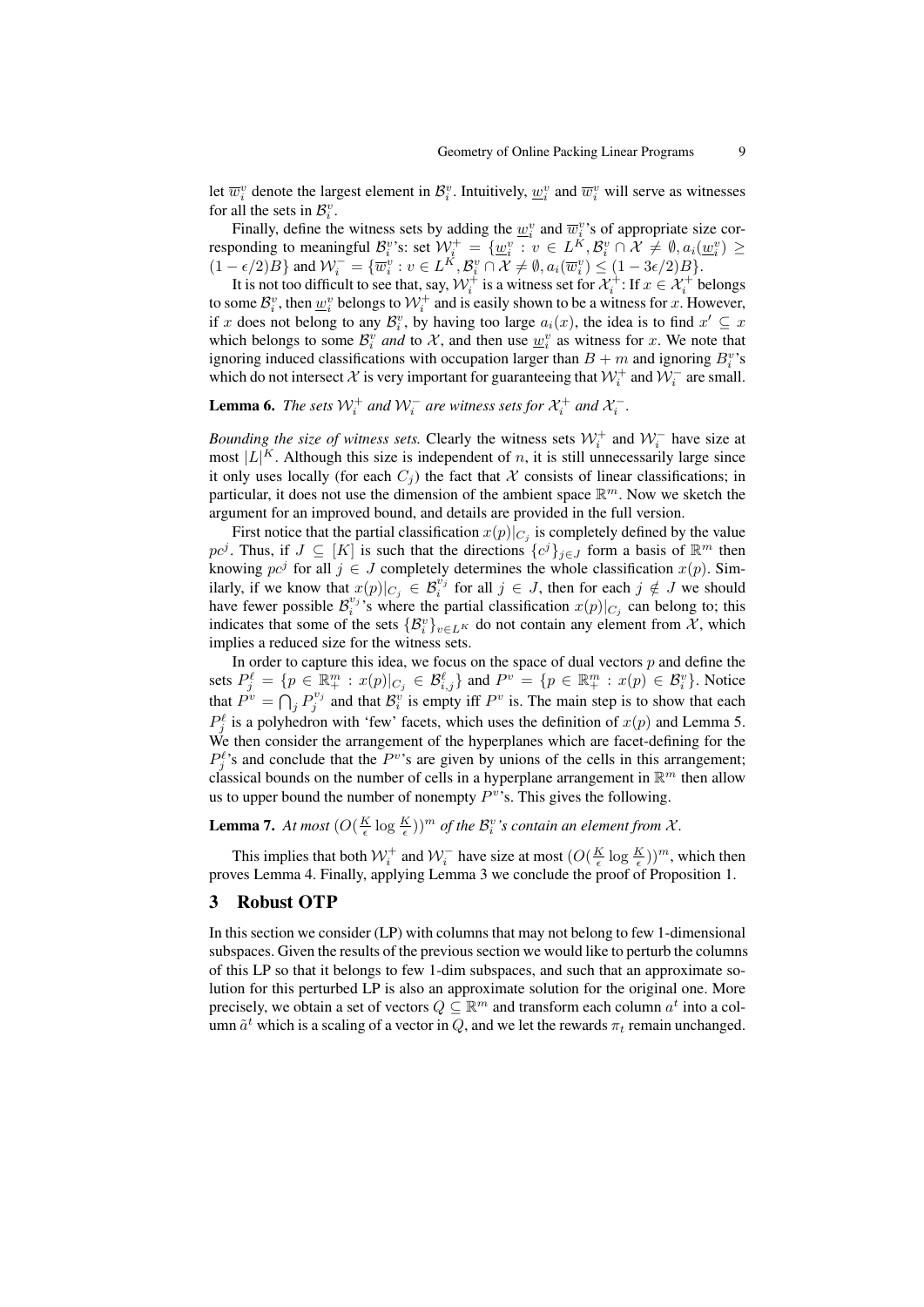let $\overline{w}_i^v$ denote the largest element in $\mathcal{B}_i^v$. Intuitively, $\underline{w}_i^v$ and $\overline{w}_i^v$ will serve as witnesses for all the sets in $\mathcal{B}_i^v$.

Finally, define the witness sets by adding the $\underline{w}_i^v$ and $\overline{w}_i^v$'s of appropriate size corresponding to meaningful $\mathcal{B}_i^v$'s: set $\mathcal{W}_i^+ = \{\underline{w}_i^v : v \in L^K, \mathcal{B}_i^v \cap \mathcal{X} \neq \emptyset, a_i(\underline{w}_i^v) \geq (1-\epsilon/2)B\}$ and $\mathcal{W}_i^- = \{\overline{w}_i^v : v \in L^K, \mathcal{B}_i^v \cap \mathcal{X} \neq \emptyset, a_i(\overline{w}_i^v) \leq (1-3\epsilon/2)B\}$.

It is not too difficult to see that, say, $\mathcal{W}_i^+$ is a witness set for $\mathcal{X}_i^+$: If $x \in \mathcal{X}_i^+$ belongs to some $\mathcal{B}_i^v$, then $\underline{w}_i^v$ belongs to $\mathcal{W}_i^+$ and is easily shown to be a witness for $x$. However, if $x$ does not belong to any $\mathcal{B}_i^v$, by having too large $a_i(x)$, the idea is to find $x' \subseteq x$ which belongs to some $\mathcal{B}_i^v$ *and* to $\mathcal{X}$, and then use $\underline{w}_i^v$ as witness for $x$. We note that ignoring induced classifications with occupation larger than $B + m$ and ignoring $B_i^v$'s which do not intersect $\mathcal{X}$ is very important for guaranteeing that $\mathcal{W}_i^+$ and $\mathcal{W}_i^-$ are small.

**Lemma 6.** *The sets $\mathcal{W}_i^+$ and $\mathcal{W}_i^-$ are witness sets for $\mathcal{X}_i^+$ and $\mathcal{X}_i^-$.*

*Bounding the size of witness sets.* Clearly the witness sets $\mathcal{W}_i^+$ and $\mathcal{W}_i^-$ have size at most $|L|^K$. Although this size is independent of $n$, it is still unnecessarily large since it only uses locally (for each $C_j$) the fact that $\mathcal{X}$ consists of linear classifications; in particular, it does not use the dimension of the ambient space $\mathbb{R}^m$. Now we sketch the argument for an improved bound, and details are provided in the full version.

First notice that the partial classification $x(p)|_{C_j}$ is completely defined by the value $pc^j$. Thus, if $J \subseteq [K]$ is such that the directions $\{c^j\}_{j \in J}$ form a basis of $\mathbb{R}^m$ then knowing $pc^j$ for all $j \in J$ completely determines the whole classification $x(p)$. Similarly, if we know that $x(p)|_{C_j} \in \mathcal{B}_i^{v_j}$ for all $j \in J$, then for each $j \notin J$ we should have fewer possible $\mathcal{B}_i^{v_j}$'s where the partial classification $x(p)|_{C_j}$ can belong to; this indicates that some of the sets $\{\mathcal{B}_i^v\}_{v \in L^K}$ do not contain any element from $\mathcal{X}$, which implies a reduced size for the witness sets.

In order to capture this idea, we focus on the space of dual vectors $p$ and define the sets $P_j^\ell = \{p \in \mathbb{R}_+^m : x(p)|_{C_j} \in \mathcal{B}_{i,j}^\ell\}$ and $P^v = \{p \in \mathbb{R}_+^m : x(p) \in \mathcal{B}_i^v\}$. Notice that $P^v = \bigcap_j P_j^{v_j}$ and that $\mathcal{B}_i^v$ is empty iff $P^v$ is. The main step is to show that each $P_j^\ell$ is a polyhedron with 'few' facets, which uses the definition of $x(p)$ and Lemma 5. We then consider the arrangement of the hyperplanes which are facet-defining for the $P_j^\ell$'s and conclude that the $P^v$'s are given by unions of the cells in this arrangement; classical bounds on the number of cells in a hyperplane arrangement in $\mathbb{R}^m$ then allow us to upper bound the number of nonempty $P^v$'s. This gives the following.

**Lemma 7.** *At most $(O(\frac{K}{\epsilon} \log \frac{K}{\epsilon}))^m$ of the $\mathcal{B}_i^v$'s contain an element from $\mathcal{X}$.*

This implies that both $\mathcal{W}_i^+$ and $\mathcal{W}_i^-$ have size at most $(O(\frac{K}{\epsilon} \log \frac{K}{\epsilon}))^m$, which then proves Lemma 4. Finally, applying Lemma 3 we conclude the proof of Proposition 1.

## 3 Robust OTP

In this section we consider (LP) with columns that may not belong to few 1-dimensional subspaces. Given the results of the previous section we would like to perturb the columns of this LP so that it belongs to few 1-dim subspaces, and such that an approximate solution for this perturbed LP is also an approximate solution for the original one. More precisely, we obtain a set of vectors $Q \subseteq \mathbb{R}^m$ and transform each column $a^t$ into a column $\tilde{a}^t$ which is a scaling of a vector in $Q$, and we let the rewards $\pi_t$ remain unchanged.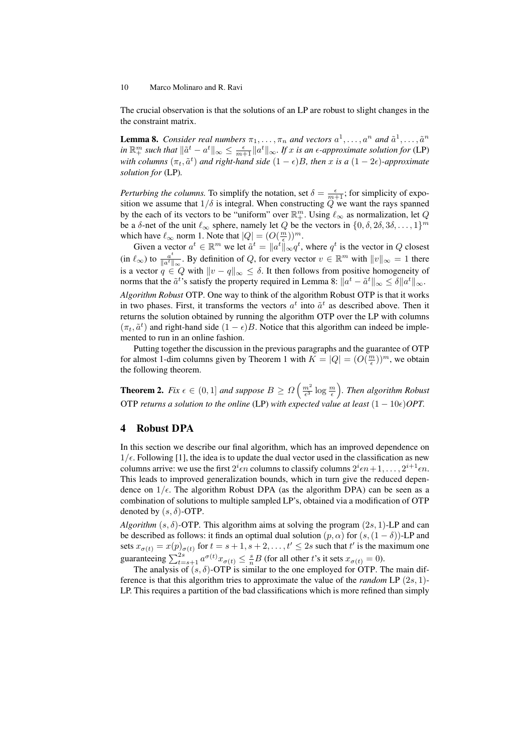The crucial observation is that the solutions of an LP are robust to slight changes in the the constraint matrix.

**Lemma 8.** *Consider real numbers $\pi_1, \ldots, \pi_n$ and vectors $a^1, \ldots, a^n$ and $\tilde{a}^1, \ldots, \tilde{a}^n$ in $\mathbb{R}^m_+$ such that $\|\tilde{a}^t - a^t\|_\infty \leq \frac{\epsilon}{m+1}\|a^t\|_\infty$. If $x$ is an $\epsilon$-approximate solution for* (LP) *with columns $(\pi_t, \tilde{a}^t)$ and right-hand side $(1-\epsilon)B$, then $x$ is a $(1-2\epsilon)$-approximate solution for* (LP)*.*

*Perturbing the columns.* To simplify the notation, set $\delta = \frac{\epsilon}{m+1}$; for simplicity of exposition we assume that $1/\delta$ is integral. When constructing $Q$ we want the rays spanned by the each of its vectors to be "uniform" over $\mathbb{R}^m_+$. Using $\ell_\infty$ as normalization, let $Q$ be a $\delta$-net of the unit $\ell_\infty$ sphere, namely let $Q$ be the vectors in $\{0, \delta, 2\delta, 3\delta, \ldots, 1\}^m$ which have $\ell_\infty$ norm 1. Note that $|Q| = (O(\frac{m}{\epsilon}))^m$.

Given a vector $a^t \in \mathbb{R}^m$ we let $\tilde{a}^t = \|a^t\|_\infty q^t$, where $q^t$ is the vector in $Q$ closest (in $\ell_\infty$) to $\frac{a^t}{\|a^t\|_\infty}$. By definition of $Q$, for every vector $v \in \mathbb{R}^m$ with $\|v\|_\infty = 1$ there is a vector $q \in Q$ with $\|v - q\|_\infty \leq \delta$. It then follows from positive homogeneity of norms that the $\tilde{a}^t$'s satisfy the property required in Lemma 8: $\|a^t - \tilde{a}^t\|_\infty \leq \delta\|a^t\|_\infty$.

*Algorithm Robust* OTP. One way to think of the algorithm Robust OTP is that it works in two phases. First, it transforms the vectors $a^t$ into $\tilde{a}^t$ as described above. Then it returns the solution obtained by running the algorithm OTP over the LP with columns $(\pi_t, \tilde{a}^t)$ and right-hand side $(1-\epsilon)B$. Notice that this algorithm can indeed be implemented to run in an online fashion.

Putting together the discussion in the previous paragraphs and the guarantee of OTP for almost 1-dim columns given by Theorem 1 with $K = |Q| = (O(\frac{m}{\epsilon}))^m$, we obtain the following theorem.

**Theorem 2.** *Fix $\epsilon \in (0,1]$ and suppose $B \geq \Omega\left(\frac{m^2}{\epsilon^3}\log\frac{m}{\epsilon}\right)$. Then algorithm Robust* OTP *returns a solution to the online* (LP) *with expected value at least $(1-10\epsilon)$OPT.*

## 4 Robust DPA

In this section we describe our final algorithm, which has an improved dependence on $1/\epsilon$. Following [1], the idea is to update the dual vector used in the classification as new columns arrive: we use the first $2^i\epsilon n$ columns to classify columns $2^i\epsilon n+1, \ldots, 2^{i+1}\epsilon n$. This leads to improved generalization bounds, which in turn give the reduced dependence on $1/\epsilon$. The algorithm Robust DPA (as the algorithm DPA) can be seen as a combination of solutions to multiple sampled LP's, obtained via a modification of OTP denoted by $(s, \delta)$-OTP.

*Algorithm* $(s, \delta)$-OTP. This algorithm aims at solving the program $(2s, 1)$-LP and can be described as follows: it finds an optimal dual solution $(p, \alpha)$ for $(s, (1-\delta))$-LP and sets $x_{\sigma(t)} = x(p)_{\sigma(t)}$ for $t = s+1, s+2, \ldots, t' \leq 2s$ such that $t'$ is the maximum one guaranteeing $\sum_{t=s+1}^{2s} a^{\sigma(t)} x_{\sigma(t)} \leq \frac{s}{n}B$ (for all other $t$'s it sets $x_{\sigma(t)} = 0$).

The analysis of $(s, \delta)$-OTP is similar to the one employed for OTP. The main difference is that this algorithm tries to approximate the value of the *random* LP $(2s, 1)$-LP. This requires a partition of the bad classifications which is more refined than simply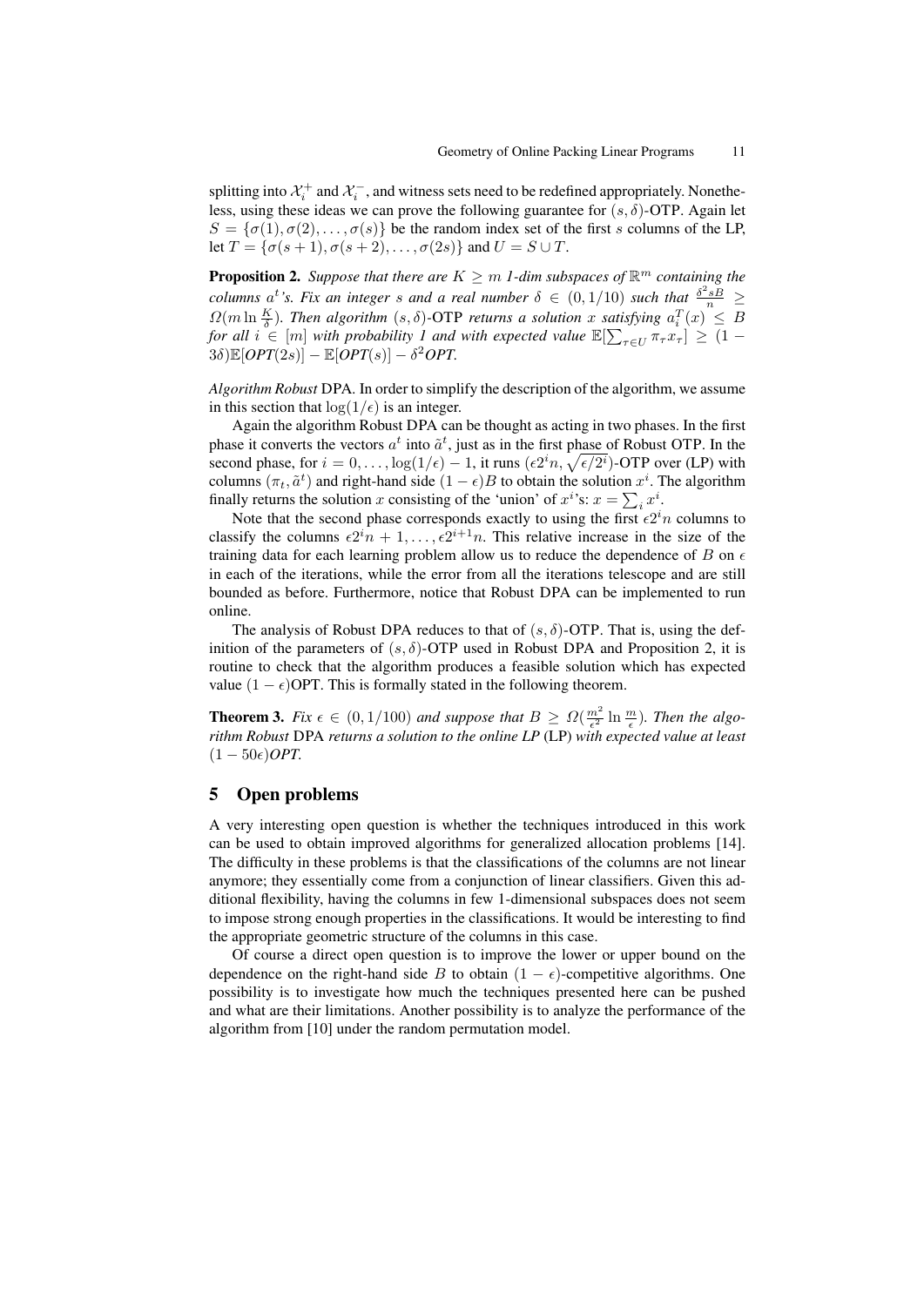splitting into $\mathcal{X}_i^+$ and $\mathcal{X}_i^-$, and witness sets need to be redefined appropriately. Nonetheless, using these ideas we can prove the following guarantee for $(s, \delta)$-OTP. Again let $S = \{\sigma(1), \sigma(2), \ldots, \sigma(s)\}$ be the random index set of the first $s$ columns of the LP, let $T = \{\sigma(s+1), \sigma(s+2), \ldots, \sigma(2s)\}$ and $U = S \cup T$.

**Proposition 2.** *Suppose that there are $K \geq m$ 1-dim subspaces of $\mathbb{R}^m$ containing the columns $a^t$'s. Fix an integer $s$ and a real number $\delta \in (0, 1/10)$ such that $\frac{\delta^2 s B}{n} \geq \Omega(m \ln \frac{K}{\delta})$. Then algorithm $(s, \delta)$-OTP returns a solution $x$ satisfying $a_i^T(x) \leq B$ for all $i \in [m]$ with probability 1 and with expected value $\mathbb{E}[\sum_{\tau \in U} \pi_\tau x_\tau] \geq (1 - 3\delta)\mathbb{E}[OPT(2s)] - \mathbb{E}[OPT(s)] - \delta^2 OPT$.*

*Algorithm Robust* DPA. In order to simplify the description of the algorithm, we assume in this section that $\log(1/\epsilon)$ is an integer.

Again the algorithm Robust DPA can be thought as acting in two phases. In the first phase it converts the vectors $a^t$ into $\tilde{a}^t$, just as in the first phase of Robust OTP. In the second phase, for $i = 0, \ldots, \log(1/\epsilon) - 1$, it runs $(\epsilon 2^i n, \sqrt{\epsilon / 2^i})$-OTP over (LP) with columns $(\pi_t, \tilde{a}^t)$ and right-hand side $(1 - \epsilon)B$ to obtain the solution $x^i$. The algorithm finally returns the solution $x$ consisting of the 'union' of $x^i$'s: $x = \sum_i x^i$.

Note that the second phase corresponds exactly to using the first $\epsilon 2^i n$ columns to classify the columns $\epsilon 2^i n + 1, \ldots, \epsilon 2^{i+1} n$. This relative increase in the size of the training data for each learning problem allow us to reduce the dependence of $B$ on $\epsilon$ in each of the iterations, while the error from all the iterations telescope and are still bounded as before. Furthermore, notice that Robust DPA can be implemented to run online.

The analysis of Robust DPA reduces to that of $(s, \delta)$-OTP. That is, using the definition of the parameters of $(s, \delta)$-OTP used in Robust DPA and Proposition 2, it is routine to check that the algorithm produces a feasible solution which has expected value $(1 - \epsilon)$OPT. This is formally stated in the following theorem.

**Theorem 3.** *Fix $\epsilon \in (0, 1/100)$ and suppose that $B \geq \Omega(\frac{m^2}{\epsilon^2} \ln \frac{m}{\epsilon})$. Then the algorithm Robust* DPA *returns a solution to the online LP* (LP) *with expected value at least $(1 - 50\epsilon)$OPT.*

## 5 Open problems

A very interesting open question is whether the techniques introduced in this work can be used to obtain improved algorithms for generalized allocation problems [14]. The difficulty in these problems is that the classifications of the columns are not linear anymore; they essentially come from a conjunction of linear classifiers. Given this additional flexibility, having the columns in few 1-dimensional subspaces does not seem to impose strong enough properties in the classifications. It would be interesting to find the appropriate geometric structure of the columns in this case.

Of course a direct open question is to improve the lower or upper bound on the dependence on the right-hand side $B$ to obtain $(1 - \epsilon)$-competitive algorithms. One possibility is to investigate how much the techniques presented here can be pushed and what are their limitations. Another possibility is to analyze the performance of the algorithm from [10] under the random permutation model.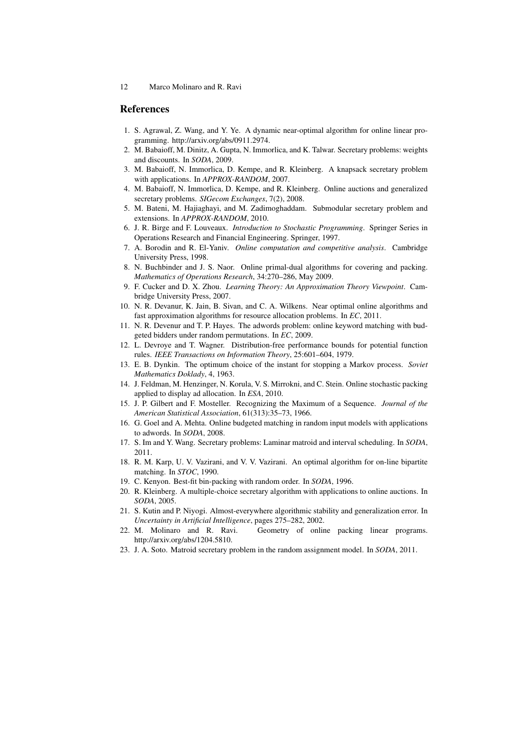## References

1. S. Agrawal, Z. Wang, and Y. Ye. A dynamic near-optimal algorithm for online linear programming. http://arxiv.org/abs/0911.2974.
2. M. Babaioff, M. Dinitz, A. Gupta, N. Immorlica, and K. Talwar. Secretary problems: weights and discounts. In *SODA*, 2009.
3. M. Babaioff, N. Immorlica, D. Kempe, and R. Kleinberg. A knapsack secretary problem with applications. In *APPROX-RANDOM*, 2007.
4. M. Babaioff, N. Immorlica, D. Kempe, and R. Kleinberg. Online auctions and generalized secretary problems. *SIGecom Exchanges*, 7(2), 2008.
5. M. Bateni, M. Hajiaghayi, and M. Zadimoghaddam. Submodular secretary problem and extensions. In *APPROX-RANDOM*, 2010.
6. J. R. Birge and F. Louveaux. *Introduction to Stochastic Programming*. Springer Series in Operations Research and Financial Engineering. Springer, 1997.
7. A. Borodin and R. El-Yaniv. *Online computation and competitive analysis*. Cambridge University Press, 1998.
8. N. Buchbinder and J. S. Naor. Online primal-dual algorithms for covering and packing. *Mathematics of Operations Research*, 34:270–286, May 2009.
9. F. Cucker and D. X. Zhou. *Learning Theory: An Approximation Theory Viewpoint*. Cambridge University Press, 2007.
10. N. R. Devanur, K. Jain, B. Sivan, and C. A. Wilkens. Near optimal online algorithms and fast approximation algorithms for resource allocation problems. In *EC*, 2011.
11. N. R. Devenur and T. P. Hayes. The adwords problem: online keyword matching with budgeted bidders under random permutations. In *EC*, 2009.
12. L. Devroye and T. Wagner. Distribution-free performance bounds for potential function rules. *IEEE Transactions on Information Theory*, 25:601–604, 1979.
13. E. B. Dynkin. The optimum choice of the instant for stopping a Markov process. *Soviet Mathematics Doklady*, 4, 1963.
14. J. Feldman, M. Henzinger, N. Korula, V. S. Mirrokni, and C. Stein. Online stochastic packing applied to display ad allocation. In *ESA*, 2010.
15. J. P. Gilbert and F. Mosteller. Recognizing the Maximum of a Sequence. *Journal of the American Statistical Association*, 61(313):35–73, 1966.
16. G. Goel and A. Mehta. Online budgeted matching in random input models with applications to adwords. In *SODA*, 2008.
17. S. Im and Y. Wang. Secretary problems: Laminar matroid and interval scheduling. In *SODA*, 2011.
18. R. M. Karp, U. V. Vazirani, and V. V. Vazirani. An optimal algorithm for on-line bipartite matching. In *STOC*, 1990.
19. C. Kenyon. Best-fit bin-packing with random order. In *SODA*, 1996.
20. R. Kleinberg. A multiple-choice secretary algorithm with applications to online auctions. In *SODA*, 2005.
21. S. Kutin and P. Niyogi. Almost-everywhere algorithmic stability and generalization error. In *Uncertainty in Artificial Intelligence*, pages 275–282, 2002.
22. M. Molinaro and R. Ravi. Geometry of online packing linear programs. http://arxiv.org/abs/1204.5810.
23. J. A. Soto. Matroid secretary problem in the random assignment model. In *SODA*, 2011.